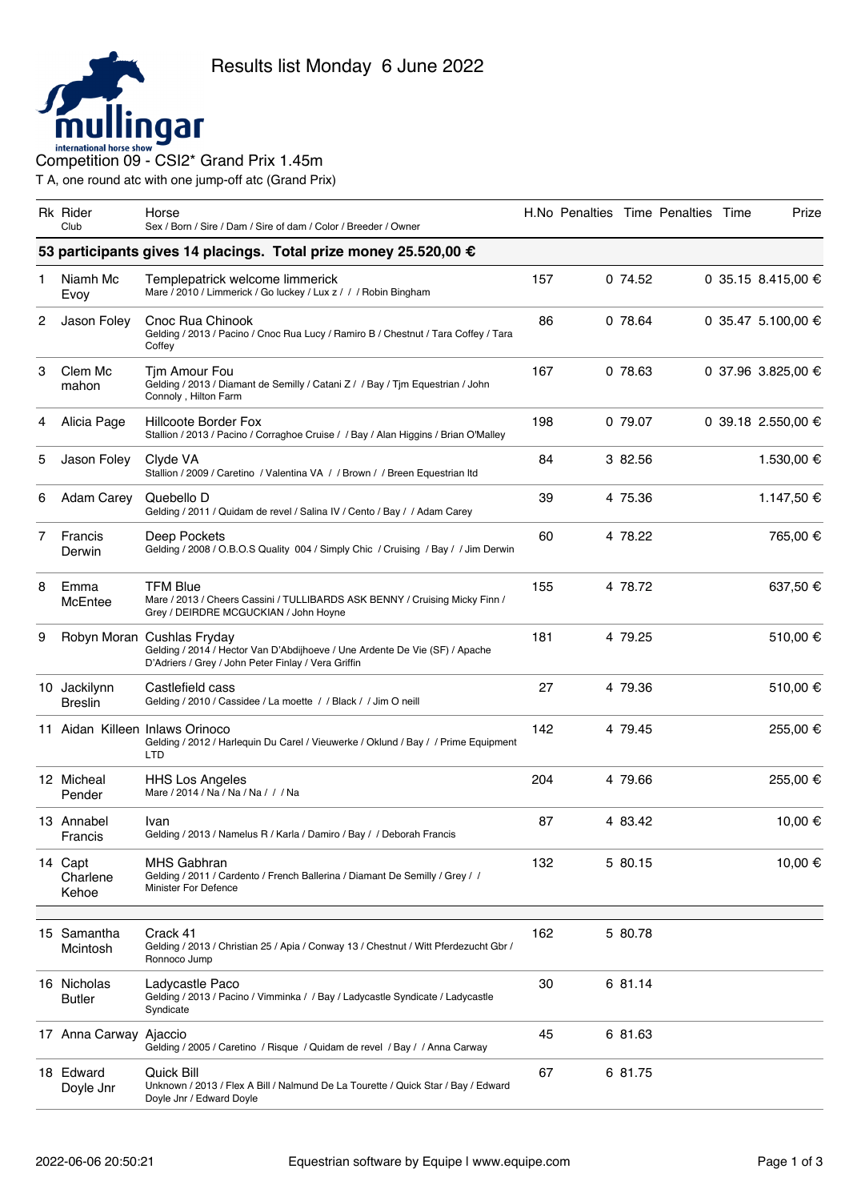# Results list Monday 6 June 2022

mullingar international horse show

## Competition 09 - CSI2* Grand Prix 1.45m

T A, one round atc with one jump-off atc (Grand Prix)

| Rk | Rider<br>Club | Horse<br>Sex / Born / Sire / Dam / Sire of dam / Color / Breeder / Owner | H.No | Penalties | Time | Penalties | Time | Prize |
|---|---|---|---|---|---|---|---|---|
| **53 participants gives 14 placings. Total prize money 25.520,00 €** | | | | | | | | |
| 1 | Niamh Mc Evoy | Templepatrick welcome limmerick<br>Mare / 2010 / Limmerick / Go luckey / Lux z / / / Robin Bingham | 157 | 0 | 74.52 | 0 | 35.15 | 8.415,00 € |
| 2 | Jason Foley | Cnoc Rua Chinook<br>Gelding / 2013 / Pacino / Cnoc Rua Lucy / Ramiro B / Chestnut / Tara Coffey / Tara Coffey | 86 | 0 | 78.64 | 0 | 35.47 | 5.100,00 € |
| 3 | Clem Mc mahon | Tjm Amour Fou<br>Gelding / 2013 / Diamant de Semilly / Catani Z / / Bay / Tjm Equestrian / John Connoly , Hilton Farm | 167 | 0 | 78.63 | 0 | 37.96 | 3.825,00 € |
| 4 | Alicia Page | Hillcoote Border Fox<br>Stallion / 2013 / Pacino / Corraghoe Cruise / / Bay / Alan Higgins / Brian O'Malley | 198 | 0 | 79.07 | 0 | 39.18 | 2.550,00 € |
| 5 | Jason Foley | Clyde VA<br>Stallion / 2009 / Caretino / Valentina VA / / Brown / / Breen Equestrian ltd | 84 | 3 | 82.56 | | | 1.530,00 € |
| 6 | Adam Carey | Quebello D<br>Gelding / 2011 / Quidam de revel / Salina IV / Cento / Bay / / Adam Carey | 39 | 4 | 75.36 | | | 1.147,50 € |
| 7 | Francis Derwin | Deep Pockets<br>Gelding / 2008 / O.B.O.S Quality 004 / Simply Chic / Cruising / Bay / / Jim Derwin | 60 | 4 | 78.22 | | | 765,00 € |
| 8 | Emma McEntee | TFM Blue<br>Mare / 2013 / Cheers Cassini / TULLIBARDS ASK BENNY / Cruising Micky Finn / Grey / DEIRDRE MCGUCKIAN / John Hoyne | 155 | 4 | 78.72 | | | 637,50 € |
| 9 | Robyn Moran | Cushlas Fryday<br>Gelding / 2014 / Hector Van D'Abdijhoeve / Une Ardente De Vie (SF) / Apache D'Adriers / Grey / John Peter Finlay / Vera Griffin | 181 | 4 | 79.25 | | | 510,00 € |
| 10 | Jackilynn Breslin | Castlefield cass<br>Gelding / 2010 / Cassidee / La moette / / Black / / Jim O neill | 27 | 4 | 79.36 | | | 510,00 € |
| 11 | Aidan Killeen | Inlaws Orinoco<br>Gelding / 2012 / Harlequin Du Carel / Vieuwerke / Oklund / Bay / / Prime Equipment LTD | 142 | 4 | 79.45 | | | 255,00 € |
| 12 | Micheal Pender | HHS Los Angeles<br>Mare / 2014 / Na / Na / Na / / / Na | 204 | 4 | 79.66 | | | 255,00 € |
| 13 | Annabel Francis | Ivan<br>Gelding / 2013 / Namelus R / Karla / Damiro / Bay / / Deborah Francis | 87 | 4 | 83.42 | | | 10,00 € |
| 14 | Capt Charlene Kehoe | MHS Gabhran<br>Gelding / 2011 / Cardento / French Ballerina / Diamant De Semilly / Grey / / Minister For Defence | 132 | 5 | 80.15 | | | 10,00 € |
| 15 | Samantha Mcintosh | Crack 41<br>Gelding / 2013 / Christian 25 / Apia / Conway 13 / Chestnut / Witt Pferdezucht Gbr / Ronnoco Jump | 162 | 5 | 80.78 | | | |
| 16 | Nicholas Butler | Ladycastle Paco<br>Gelding / 2013 / Pacino / Vimminka / / Bay / Ladycastle Syndicate / Ladycastle Syndicate | 30 | 6 | 81.14 | | | |
| 17 | Anna Carway | Ajaccio<br>Gelding / 2005 / Caretino / Risque / Quidam de revel / Bay / / Anna Carway | 45 | 6 | 81.63 | | | |
| 18 | Edward Doyle Jnr | Quick Bill<br>Unknown / 2013 / Flex A Bill / Nalmund De La Tourette / Quick Star / Bay / Edward Doyle Jnr / Edward Doyle | 67 | 6 | 81.75 | | | |

2022-06-06 20:50:21 Equestrian software by Equipe | www.equipe.com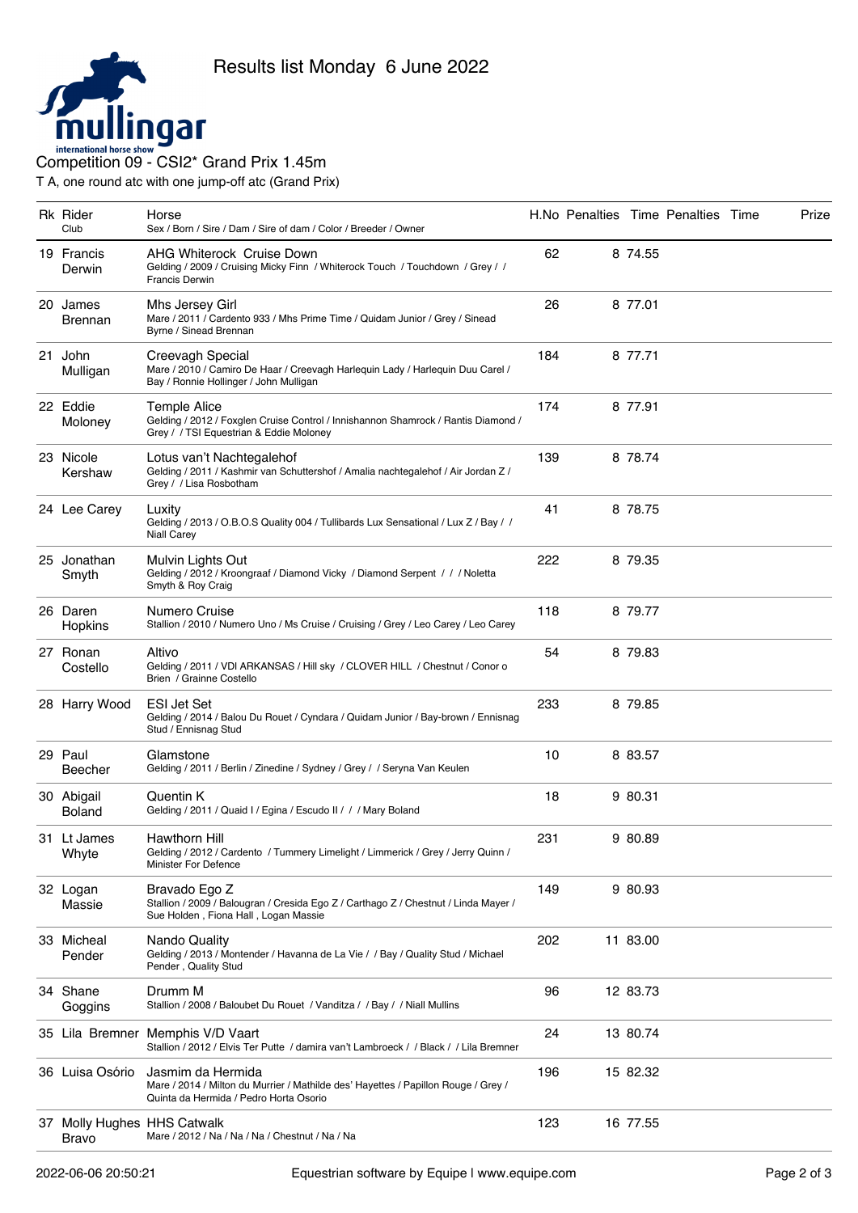Results list Monday 6 June 2022

mullingar international horse show

## Competition 09 - CSI2* Grand Prix 1.45m

T A, one round atc with one jump-off atc (Grand Prix)

| Rk | Rider<br>Club | Horse<br>Sex / Born / Sire / Dam / Sire of dam / Color / Breeder / Owner | H.No | Penalties | Time | Penalties | Time | Prize |
|---|---|---|---|---|---|---|---|---|
| 19 | Francis Derwin | AHG Whiterock Cruise Down<br>Gelding / 2009 / Cruising Micky Finn / Whiterock Touch / Touchdown / Grey / / Francis Derwin | 62 | 8 | 74.55 | | | |
| 20 | James Brennan | Mhs Jersey Girl<br>Mare / 2011 / Cardento 933 / Mhs Prime Time / Quidam Junior / Grey / Sinead Byrne / Sinead Brennan | 26 | 8 | 77.01 | | | |
| 21 | John Mulligan | Creevagh Special<br>Mare / 2010 / Camiro De Haar / Creevagh Harlequin Lady / Harlequin Duu Carel / Bay / Ronnie Hollinger / John Mulligan | 184 | 8 | 77.71 | | | |
| 22 | Eddie Moloney | Temple Alice<br>Gelding / 2012 / Foxglen Cruise Control / Innishannon Shamrock / Rantis Diamond / Grey / / TSI Equestrian & Eddie Moloney | 174 | 8 | 77.91 | | | |
| 23 | Nicole Kershaw | Lotus van't Nachtegalehof<br>Gelding / 2011 / Kashmir van Schuttershof / Amalia nachtegalehof / Air Jordan Z / Grey / / Lisa Rosbotham | 139 | 8 | 78.74 | | | |
| 24 | Lee Carey | Luxity<br>Gelding / 2013 / O.B.O.S Quality 004 / Tullibards Lux Sensational / Lux Z / Bay / / Niall Carey | 41 | 8 | 78.75 | | | |
| 25 | Jonathan Smyth | Mulvin Lights Out<br>Gelding / 2012 / Kroongraaf / Diamond Vicky / Diamond Serpent / / / Noletta Smyth & Roy Craig | 222 | 8 | 79.35 | | | |
| 26 | Daren Hopkins | Numero Cruise<br>Stallion / 2010 / Numero Uno / Ms Cruise / Cruising / Grey / Leo Carey / Leo Carey | 118 | 8 | 79.77 | | | |
| 27 | Ronan Costello | Altivo<br>Gelding / 2011 / VDI ARKANSAS / Hill sky / CLOVER HILL / Chestnut / Conor o Brien / Grainne Costello | 54 | 8 | 79.83 | | | |
| 28 | Harry Wood | ESI Jet Set<br>Gelding / 2014 / Balou Du Rouet / Cyndara / Quidam Junior / Bay-brown / Ennisnag Stud / Ennisnag Stud | 233 | 8 | 79.85 | | | |
| 29 | Paul Beecher | Glamstone<br>Gelding / 2011 / Berlin / Zinedine / Sydney / Grey / / Seryna Van Keulen | 10 | 8 | 83.57 | | | |
| 30 | Abigail Boland | Quentin K<br>Gelding / 2011 / Quaid I / Egina / Escudo II / / / Mary Boland | 18 | 9 | 80.31 | | | |
| 31 | Lt James Whyte | Hawthorn Hill<br>Gelding / 2012 / Cardento / Tummery Limelight / Limmerick / Grey / Jerry Quinn / Minister For Defence | 231 | 9 | 80.89 | | | |
| 32 | Logan Massie | Bravado Ego Z<br>Stallion / 2009 / Balougran / Cresida Ego Z / Carthago Z / Chestnut / Linda Mayer / Sue Holden , Fiona Hall , Logan Massie | 149 | 9 | 80.93 | | | |
| 33 | Micheal Pender | Nando Quality<br>Gelding / 2013 / Montender / Havanna de La Vie / / Bay / Quality Stud / Michael Pender , Quality Stud | 202 | 11 | 83.00 | | | |
| 34 | Shane Goggins | Drumm M<br>Stallion / 2008 / Baloubet Du Rouet / Vanditza / / Bay / / Niall Mullins | 96 | 12 | 83.73 | | | |
| 35 | Lila Bremner | Memphis V/D Vaart<br>Stallion / 2012 / Elvis Ter Putte / damira van't Lambroeck / / Black / / Lila Bremner | 24 | 13 | 80.74 | | | |
| 36 | Luisa Osório | Jasmim da Hermida<br>Mare / 2014 / Milton du Murrier / Mathilde des' Hayettes / Papillon Rouge / Grey / Quinta da Hermida / Pedro Horta Osorio | 196 | 15 | 82.32 | | | |
| 37 | Molly Hughes Bravo | HHS Catwalk<br>Mare / 2012 / Na / Na / Na / Chestnut / Na / Na | 123 | 16 | 77.55 | | | |

2022-06-06 20:50:21 — Equestrian software by Equipe | www.equipe.com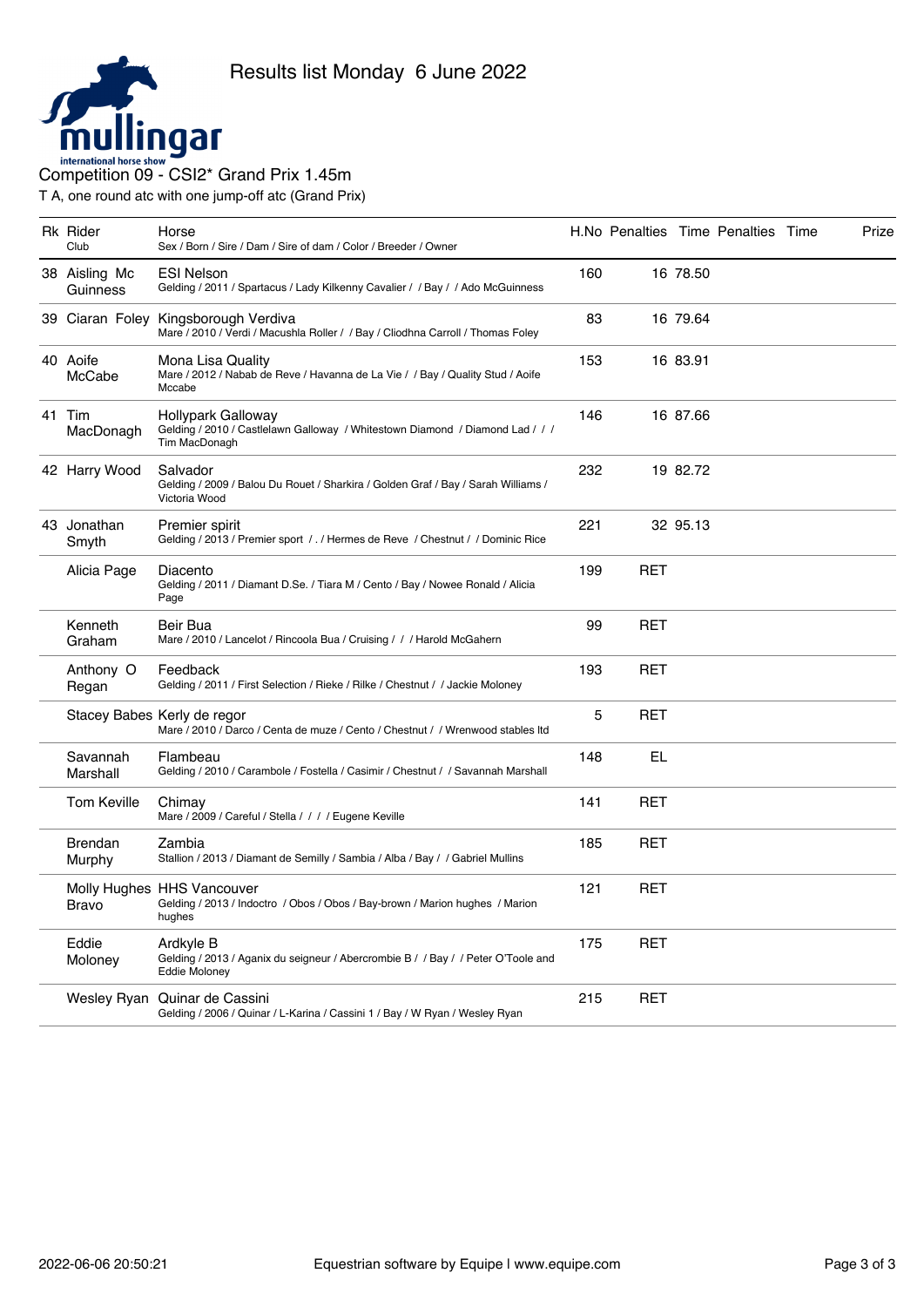Results list Monday 6 June 2022

mullingar international horse show

Competition 09 - CSI2* Grand Prix 1.45m

T A, one round atc with one jump-off atc (Grand Prix)

| Rk | Rider<br>Club | Horse<br>Sex / Born / Sire / Dam / Sire of dam / Color / Breeder / Owner | H.No | Penalties | Time | Penalties | Time | Prize |
|---|---|---|---|---|---|---|---|---|
| 38 | Aisling Mc Guinness | ESI Nelson<br>Gelding / 2011 / Spartacus / Lady Kilkenny Cavalier / / Bay / / Ado McGuinness | 160 | 16 | 78.50 | | | |
| 39 | Ciaran Foley | Kingsborough Verdiva<br>Mare / 2010 / Verdi / Macushla Roller / / Bay / Cliodhna Carroll / Thomas Foley | 83 | 16 | 79.64 | | | |
| 40 | Aoife McCabe | Mona Lisa Quality<br>Mare / 2012 / Nabab de Reve / Havanna de La Vie / / Bay / Quality Stud / Aoife Mccabe | 153 | 16 | 83.91 | | | |
| 41 | Tim MacDonagh | Hollypark Galloway<br>Gelding / 2010 / Castlelawn Galloway / Whitestown Diamond / Diamond Lad / / / Tim MacDonagh | 146 | 16 | 87.66 | | | |
| 42 | Harry Wood | Salvador<br>Gelding / 2009 / Balou Du Rouet / Sharkira / Golden Graf / Bay / Sarah Williams / Victoria Wood | 232 | 19 | 82.72 | | | |
| 43 | Jonathan Smyth | Premier spirit<br>Gelding / 2013 / Premier sport / . / Hermes de Reve / Chestnut / / Dominic Rice | 221 | 32 | 95.13 | | | |
| | Alicia Page | Diacento<br>Gelding / 2011 / Diamant D.Se. / Tiara M / Cento / Bay / Nowee Ronald / Alicia Page | 199 | RET | | | | |
| | Kenneth Graham | Beir Bua<br>Mare / 2010 / Lancelot / Rincoola Bua / Cruising / / / Harold McGahern | 99 | RET | | | | |
| | Anthony O Regan | Feedback<br>Gelding / 2011 / First Selection / Rieke / Rilke / Chestnut / / Jackie Moloney | 193 | RET | | | | |
| | Stacey Babes | Kerly de regor<br>Mare / 2010 / Darco / Centa de muze / Cento / Chestnut / / Wrenwood stables ltd | 5 | RET | | | | |
| | Savannah Marshall | Flambeau<br>Gelding / 2010 / Carambole / Fostella / Casimir / Chestnut / / Savannah Marshall | 148 | EL | | | | |
| | Tom Keville | Chimay<br>Mare / 2009 / Careful / Stella / / / / Eugene Keville | 141 | RET | | | | |
| | Brendan Murphy | Zambia<br>Stallion / 2013 / Diamant de Semilly / Sambia / Alba / Bay / / Gabriel Mullins | 185 | RET | | | | |
| | Molly Hughes Bravo | HHS Vancouver<br>Gelding / 2013 / Indoctro / Obos / Obos / Bay-brown / Marion hughes / Marion hughes | 121 | RET | | | | |
| | Eddie Moloney | Ardkyle B<br>Gelding / 2013 / Aganix du seigneur / Abercrombie B / / Bay / / Peter O'Toole and Eddie Moloney | 175 | RET | | | | |
| | Wesley Ryan | Quinar de Cassini<br>Gelding / 2006 / Quinar / L-Karina / Cassini 1 / Bay / W Ryan / Wesley Ryan | 215 | RET | | | | |

2022-06-06 20:50:21 Equestrian software by Equipe | www.equipe.com